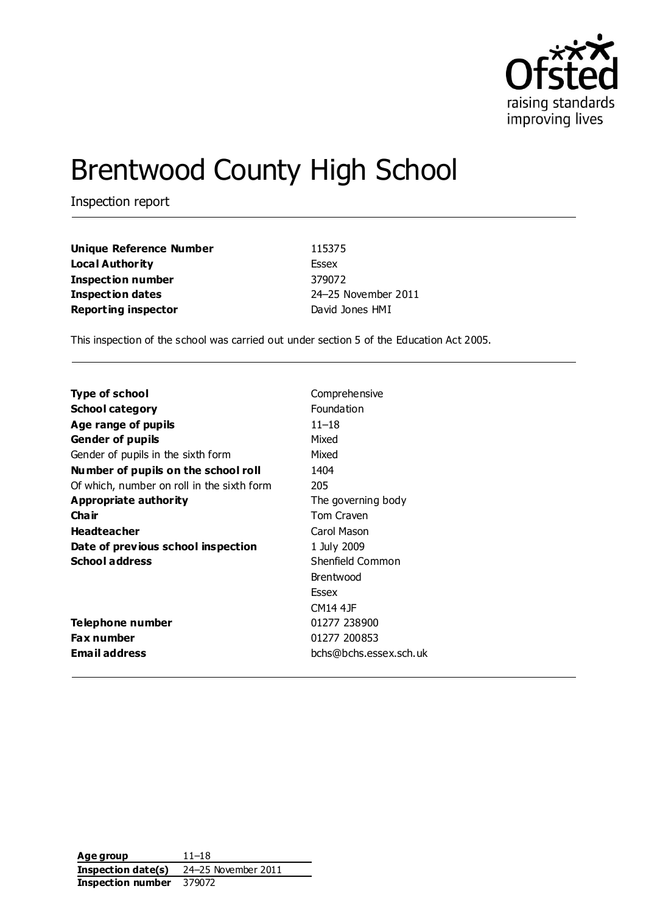# Brentwood County High School

Inspection report

| | |
|---|---|
| **Unique Reference Number** | 115375 |
| **Local Authority** | Essex |
| **Inspection number** | 379072 |
| **Inspection dates** | 24–25 November 2011 |
| **Reporting inspector** | David Jones HMI |

This inspection of the school was carried out under section 5 of the Education Act 2005.

| | |
|---|---|
| **Type of school** | Comprehensive |
| **School category** | Foundation |
| **Age range of pupils** | 11–18 |
| **Gender of pupils** | Mixed |
| Gender of pupils in the sixth form | Mixed |
| **Number of pupils on the school roll** | 1404 |
| Of which, number on roll in the sixth form | 205 |
| **Appropriate authority** | The governing body |
| **Chair** | Tom Craven |
| **Headteacher** | Carol Mason |
| **Date of previous school inspection** | 1 July 2009 |
| **School address** | Shenfield Common<br>Brentwood<br>Essex<br>CM14 4JF |
| **Telephone number** | 01277 238900 |
| **Fax number** | 01277 200853 |
| **Email address** | bchs@bchs.essex.sch.uk |

| | |
|---|---|
| **Age group** | 11–18 |
| **Inspection date(s)** | 24–25 November 2011 |
| **Inspection number** | 379072 |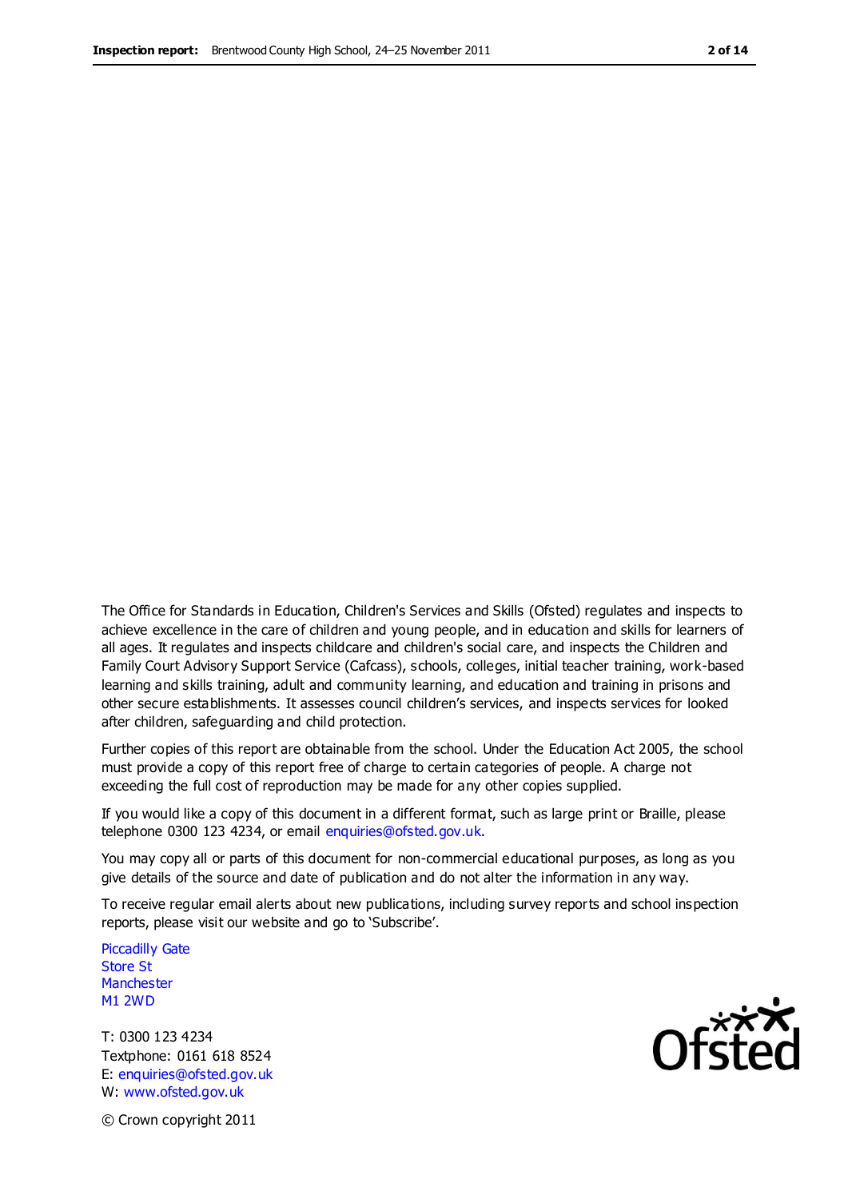The Office for Standards in Education, Children's Services and Skills (Ofsted) regulates and inspects to achieve excellence in the care of children and young people, and in education and skills for learners of all ages. It regulates and inspects childcare and children's social care, and inspects the Children and Family Court Advisory Support Service (Cafcass), schools, colleges, initial teacher training, work-based learning and skills training, adult and community learning, and education and training in prisons and other secure establishments. It assesses council children's services, and inspects services for looked after children, safeguarding and child protection.

Further copies of this report are obtainable from the school. Under the Education Act 2005, the school must provide a copy of this report free of charge to certain categories of people. A charge not exceeding the full cost of reproduction may be made for any other copies supplied.

If you would like a copy of this document in a different format, such as large print or Braille, please telephone 0300 123 4234, or email enquiries@ofsted.gov.uk.

You may copy all or parts of this document for non-commercial educational purposes, as long as you give details of the source and date of publication and do not alter the information in any way.

To receive regular email alerts about new publications, including survey reports and school inspection reports, please visit our website and go to 'Subscribe'.

Piccadilly Gate
Store St
Manchester
M1 2WD

T: 0300 123 4234
Textphone: 0161 618 8524
E: enquiries@ofsted.gov.uk
W: www.ofsted.gov.uk

© Crown copyright 2011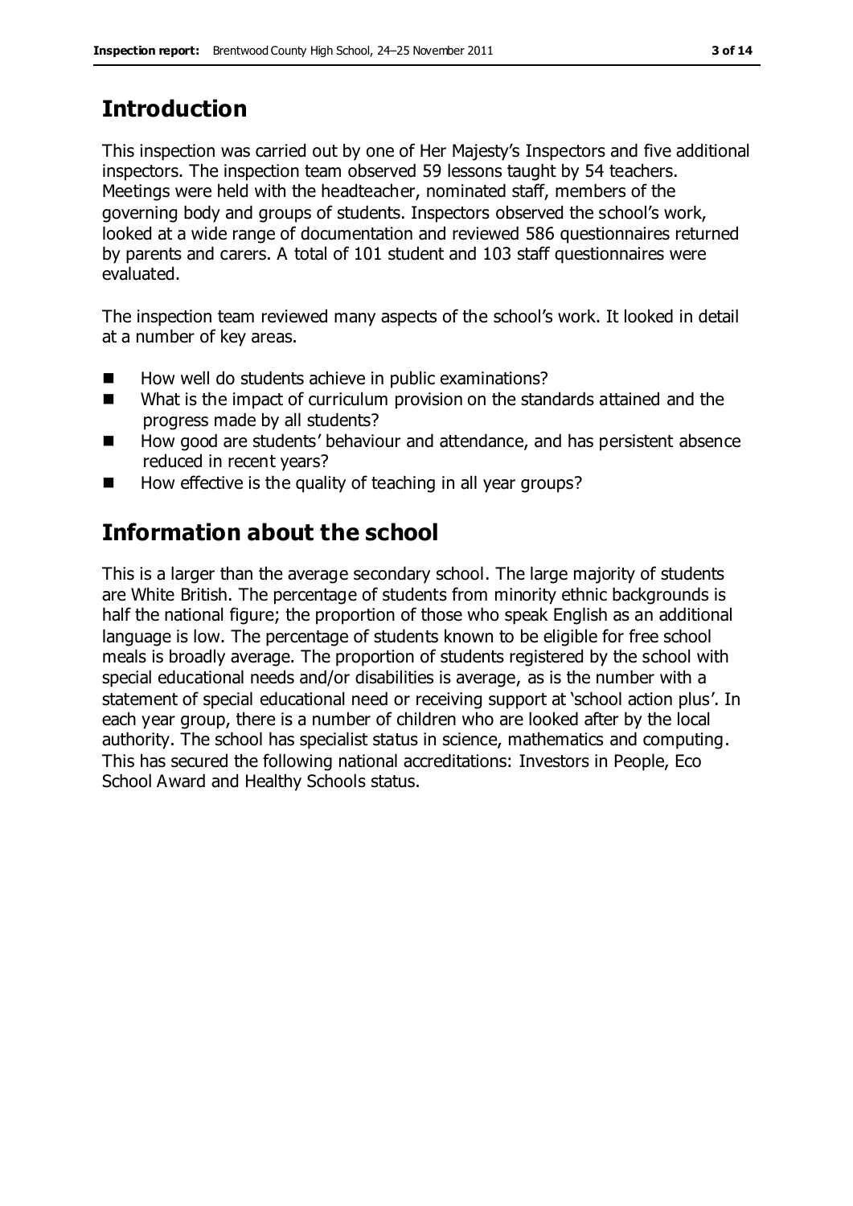## Introduction

This inspection was carried out by one of Her Majesty's Inspectors and five additional inspectors. The inspection team observed 59 lessons taught by 54 teachers. Meetings were held with the headteacher, nominated staff, members of the governing body and groups of students. Inspectors observed the school's work, looked at a wide range of documentation and reviewed 586 questionnaires returned by parents and carers. A total of 101 student and 103 staff questionnaires were evaluated.

The inspection team reviewed many aspects of the school's work. It looked in detail at a number of key areas.

- How well do students achieve in public examinations?
- What is the impact of curriculum provision on the standards attained and the progress made by all students?
- How good are students' behaviour and attendance, and has persistent absence reduced in recent years?
- How effective is the quality of teaching in all year groups?

## Information about the school

This is a larger than the average secondary school. The large majority of students are White British. The percentage of students from minority ethnic backgrounds is half the national figure; the proportion of those who speak English as an additional language is low. The percentage of students known to be eligible for free school meals is broadly average. The proportion of students registered by the school with special educational needs and/or disabilities is average, as is the number with a statement of special educational need or receiving support at 'school action plus'. In each year group, there is a number of children who are looked after by the local authority. The school has specialist status in science, mathematics and computing. This has secured the following national accreditations: Investors in People, Eco School Award and Healthy Schools status.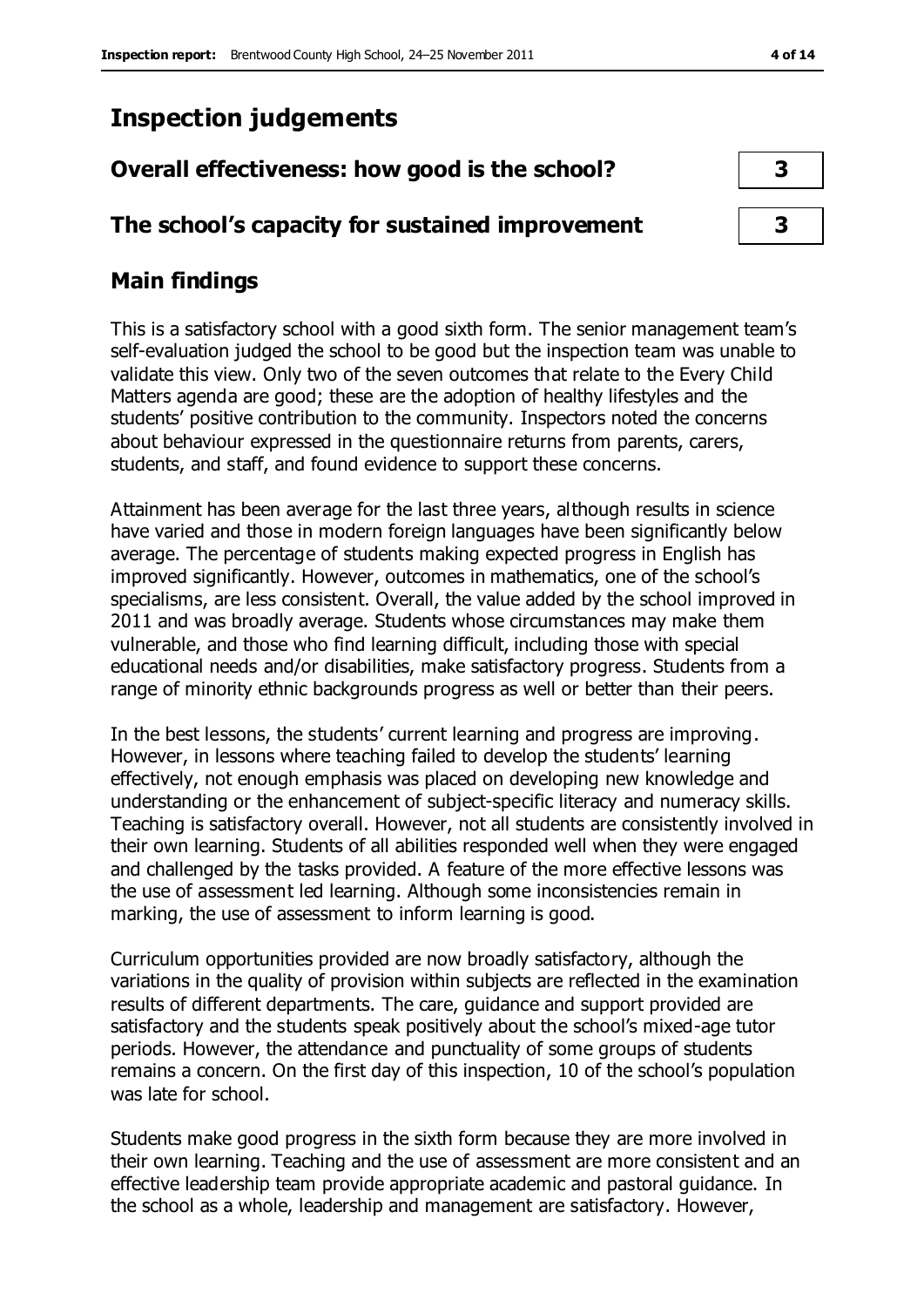# Inspection judgements

| Overall effectiveness: how good is the school? | 3 |
| --- | --- |
| **The school's capacity for sustained improvement** | **3** |

## Main findings

This is a satisfactory school with a good sixth form. The senior management team's self-evaluation judged the school to be good but the inspection team was unable to validate this view. Only two of the seven outcomes that relate to the Every Child Matters agenda are good; these are the adoption of healthy lifestyles and the students' positive contribution to the community. Inspectors noted the concerns about behaviour expressed in the questionnaire returns from parents, carers, students, and staff, and found evidence to support these concerns.

Attainment has been average for the last three years, although results in science have varied and those in modern foreign languages have been significantly below average. The percentage of students making expected progress in English has improved significantly. However, outcomes in mathematics, one of the school's specialisms, are less consistent. Overall, the value added by the school improved in 2011 and was broadly average. Students whose circumstances may make them vulnerable, and those who find learning difficult, including those with special educational needs and/or disabilities, make satisfactory progress. Students from a range of minority ethnic backgrounds progress as well or better than their peers.

In the best lessons, the students' current learning and progress are improving. However, in lessons where teaching failed to develop the students' learning effectively, not enough emphasis was placed on developing new knowledge and understanding or the enhancement of subject-specific literacy and numeracy skills. Teaching is satisfactory overall. However, not all students are consistently involved in their own learning. Students of all abilities responded well when they were engaged and challenged by the tasks provided. A feature of the more effective lessons was the use of assessment led learning. Although some inconsistencies remain in marking, the use of assessment to inform learning is good.

Curriculum opportunities provided are now broadly satisfactory, although the variations in the quality of provision within subjects are reflected in the examination results of different departments. The care, guidance and support provided are satisfactory and the students speak positively about the school's mixed-age tutor periods. However, the attendance and punctuality of some groups of students remains a concern. On the first day of this inspection, 10 of the school's population was late for school.

Students make good progress in the sixth form because they are more involved in their own learning. Teaching and the use of assessment are more consistent and an effective leadership team provide appropriate academic and pastoral guidance. In the school as a whole, leadership and management are satisfactory. However,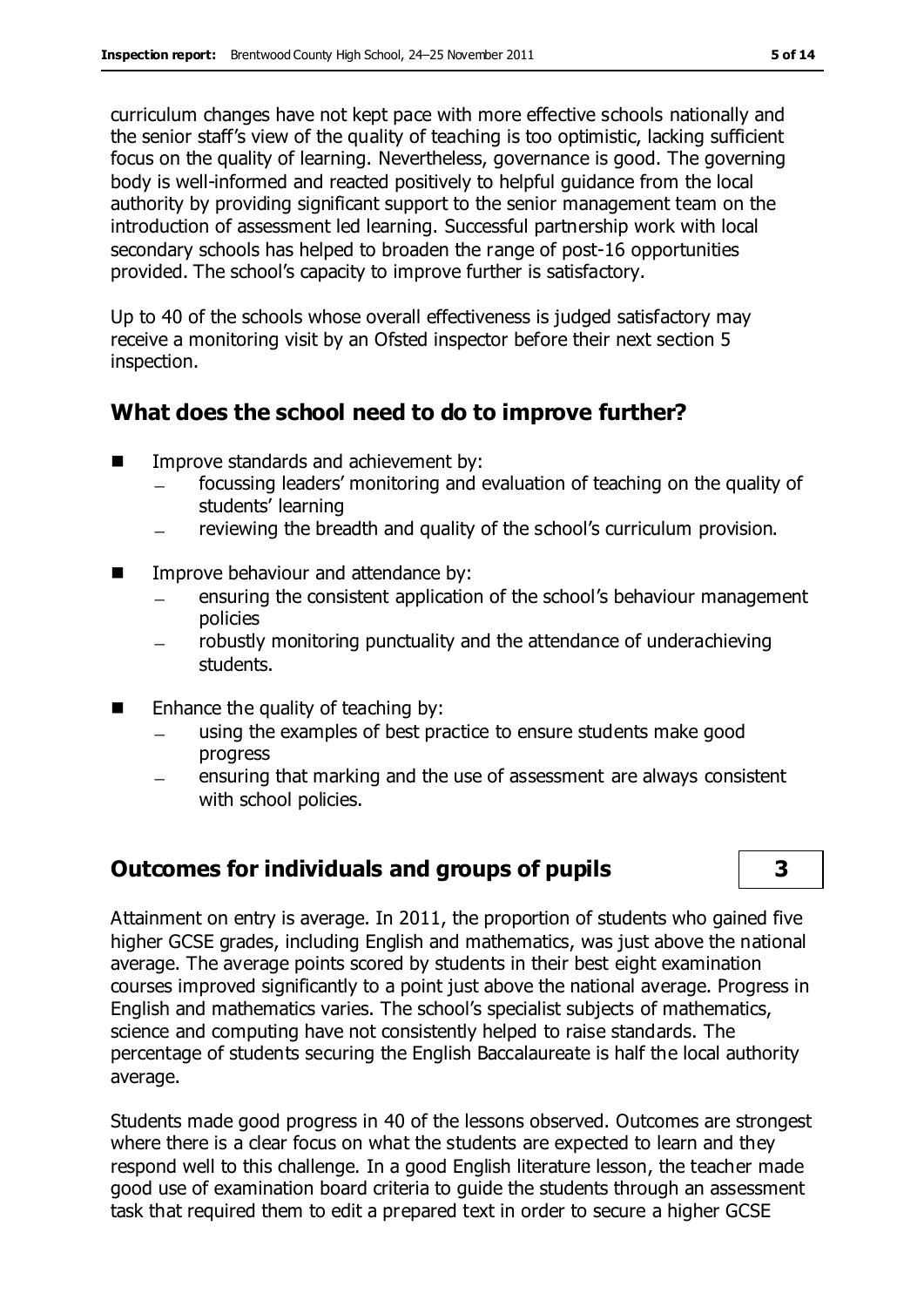curriculum changes have not kept pace with more effective schools nationally and the senior staff's view of the quality of teaching is too optimistic, lacking sufficient focus on the quality of learning. Nevertheless, governance is good. The governing body is well-informed and reacted positively to helpful guidance from the local authority by providing significant support to the senior management team on the introduction of assessment led learning. Successful partnership work with local secondary schools has helped to broaden the range of post-16 opportunities provided. The school's capacity to improve further is satisfactory.

Up to 40 of the schools whose overall effectiveness is judged satisfactory may receive a monitoring visit by an Ofsted inspector before their next section 5 inspection.

## What does the school need to do to improve further?

- Improve standards and achievement by:
  - focussing leaders' monitoring and evaluation of teaching on the quality of students' learning
  - reviewing the breadth and quality of the school's curriculum provision.
- Improve behaviour and attendance by:
  - ensuring the consistent application of the school's behaviour management policies
  - robustly monitoring punctuality and the attendance of underachieving students.
- Enhance the quality of teaching by:
  - using the examples of best practice to ensure students make good progress
  - ensuring that marking and the use of assessment are always consistent with school policies.

## Outcomes for individuals and groups of pupils — 3

Attainment on entry is average. In 2011, the proportion of students who gained five higher GCSE grades, including English and mathematics, was just above the national average. The average points scored by students in their best eight examination courses improved significantly to a point just above the national average. Progress in English and mathematics varies. The school's specialist subjects of mathematics, science and computing have not consistently helped to raise standards. The percentage of students securing the English Baccalaureate is half the local authority average.

Students made good progress in 40 of the lessons observed. Outcomes are strongest where there is a clear focus on what the students are expected to learn and they respond well to this challenge. In a good English literature lesson, the teacher made good use of examination board criteria to guide the students through an assessment task that required them to edit a prepared text in order to secure a higher GCSE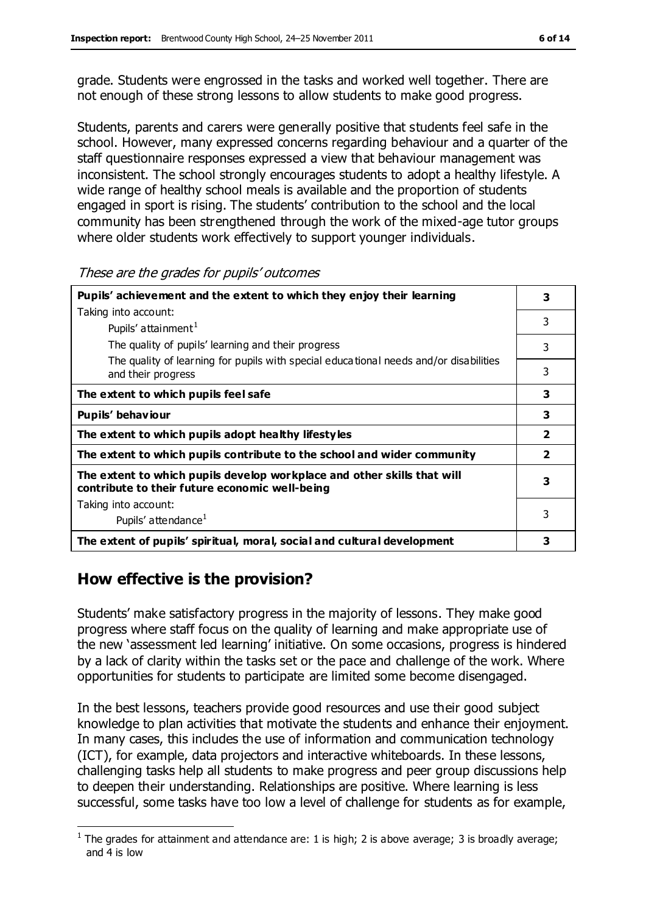grade. Students were engrossed in the tasks and worked well together. There are not enough of these strong lessons to allow students to make good progress.

Students, parents and carers were generally positive that students feel safe in the school. However, many expressed concerns regarding behaviour and a quarter of the staff questionnaire responses expressed a view that behaviour management was inconsistent. The school strongly encourages students to adopt a healthy lifestyle. A wide range of healthy school meals is available and the proportion of students engaged in sport is rising. The students' contribution to the school and the local community has been strengthened through the work of the mixed-age tutor groups where older students work effectively to support younger individuals.

*These are the grades for pupils' outcomes*

| | |
|---|---|
| **Pupils' achievement and the extent to which they enjoy their learning** | **3** |
| Taking into account:<br>Pupils' attainment[1] | 3 |
| The quality of pupils' learning and their progress | 3 |
| The quality of learning for pupils with special educational needs and/or disabilities and their progress | 3 |
| **The extent to which pupils feel safe** | **3** |
| **Pupils' behaviour** | **3** |
| **The extent to which pupils adopt healthy lifestyles** | **2** |
| **The extent to which pupils contribute to the school and wider community** | **2** |
| **The extent to which pupils develop workplace and other skills that will contribute to their future economic well-being** | **3** |
| Taking into account:<br>Pupils' attendance[1] | 3 |
| **The extent of pupils' spiritual, moral, social and cultural development** | **3** |

## How effective is the provision?

Students' make satisfactory progress in the majority of lessons. They make good progress where staff focus on the quality of learning and make appropriate use of the new 'assessment led learning' initiative. On some occasions, progress is hindered by a lack of clarity within the tasks set or the pace and challenge of the work. Where opportunities for students to participate are limited some become disengaged.

In the best lessons, teachers provide good resources and use their good subject knowledge to plan activities that motivate the students and enhance their enjoyment. In many cases, this includes the use of information and communication technology (ICT), for example, data projectors and interactive whiteboards. In these lessons, challenging tasks help all students to make progress and peer group discussions help to deepen their understanding. Relationships are positive. Where learning is less successful, some tasks have too low a level of challenge for students as for example,

[1] The grades for attainment and attendance are: 1 is high; 2 is above average; 3 is broadly average; and 4 is low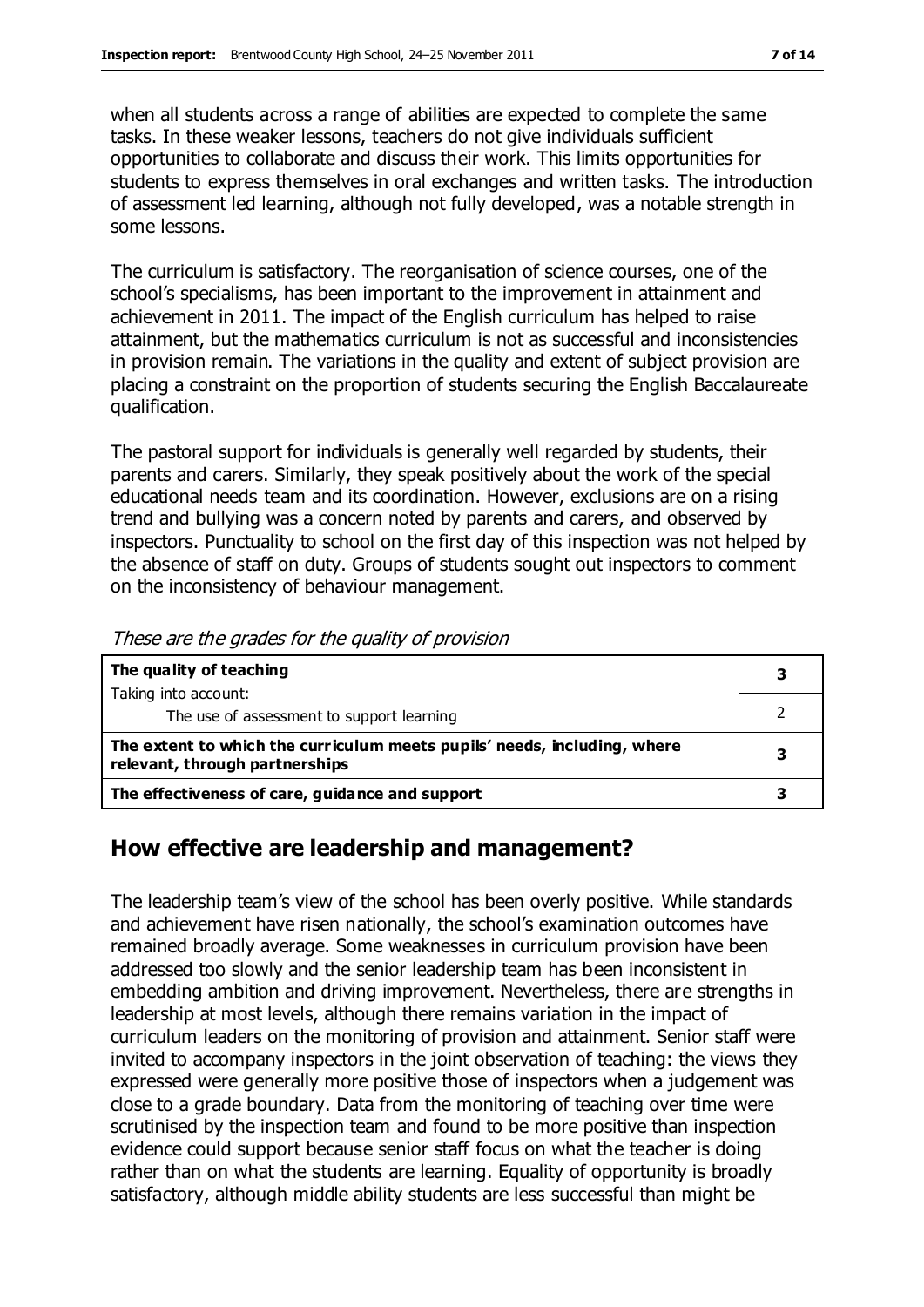when all students across a range of abilities are expected to complete the same tasks. In these weaker lessons, teachers do not give individuals sufficient opportunities to collaborate and discuss their work. This limits opportunities for students to express themselves in oral exchanges and written tasks. The introduction of assessment led learning, although not fully developed, was a notable strength in some lessons.

The curriculum is satisfactory. The reorganisation of science courses, one of the school's specialisms, has been important to the improvement in attainment and achievement in 2011. The impact of the English curriculum has helped to raise attainment, but the mathematics curriculum is not as successful and inconsistencies in provision remain. The variations in the quality and extent of subject provision are placing a constraint on the proportion of students securing the English Baccalaureate qualification.

The pastoral support for individuals is generally well regarded by students, their parents and carers. Similarly, they speak positively about the work of the special educational needs team and its coordination. However, exclusions are on a rising trend and bullying was a concern noted by parents and carers, and observed by inspectors. Punctuality to school on the first day of this inspection was not helped by the absence of staff on duty. Groups of students sought out inspectors to comment on the inconsistency of behaviour management.

*These are the grades for the quality of provision*

| | |
|---|---|
| **The quality of teaching**<br>Taking into account:<br>The use of assessment to support learning | **3**<br>2 |
| **The extent to which the curriculum meets pupils' needs, including, where relevant, through partnerships** | **3** |
| **The effectiveness of care, guidance and support** | **3** |

## How effective are leadership and management?

The leadership team's view of the school has been overly positive. While standards and achievement have risen nationally, the school's examination outcomes have remained broadly average. Some weaknesses in curriculum provision have been addressed too slowly and the senior leadership team has been inconsistent in embedding ambition and driving improvement. Nevertheless, there are strengths in leadership at most levels, although there remains variation in the impact of curriculum leaders on the monitoring of provision and attainment. Senior staff were invited to accompany inspectors in the joint observation of teaching: the views they expressed were generally more positive those of inspectors when a judgement was close to a grade boundary. Data from the monitoring of teaching over time were scrutinised by the inspection team and found to be more positive than inspection evidence could support because senior staff focus on what the teacher is doing rather than on what the students are learning. Equality of opportunity is broadly satisfactory, although middle ability students are less successful than might be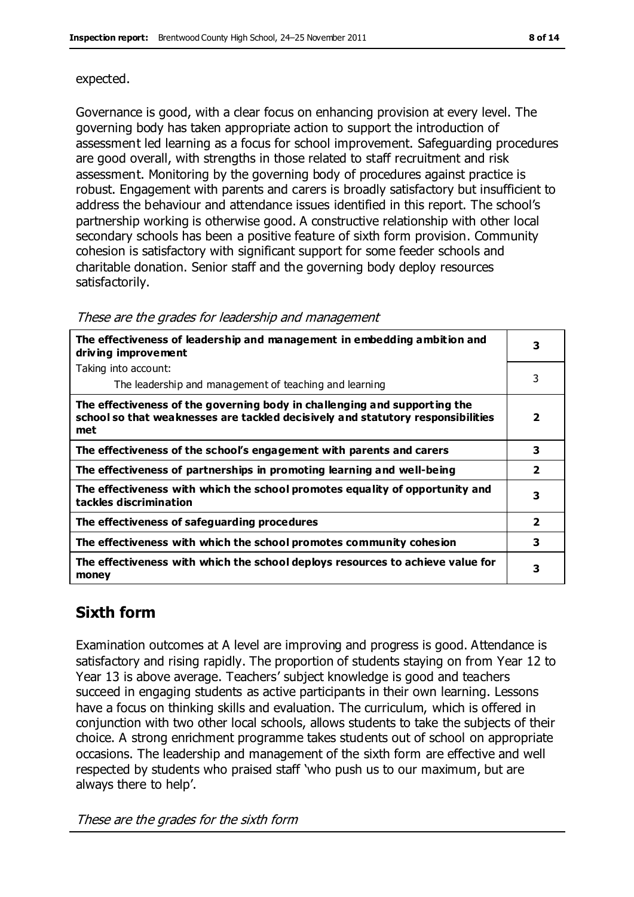expected.

Governance is good, with a clear focus on enhancing provision at every level. The governing body has taken appropriate action to support the introduction of assessment led learning as a focus for school improvement. Safeguarding procedures are good overall, with strengths in those related to staff recruitment and risk assessment. Monitoring by the governing body of procedures against practice is robust. Engagement with parents and carers is broadly satisfactory but insufficient to address the behaviour and attendance issues identified in this report. The school's partnership working is otherwise good. A constructive relationship with other local secondary schools has been a positive feature of sixth form provision. Community cohesion is satisfactory with significant support for some feeder schools and charitable donation. Senior staff and the governing body deploy resources satisfactorily.

*These are the grades for leadership and management*

| | |
|---|---|
| **The effectiveness of leadership and management in embedding ambition and driving improvement** | **3** |
| Taking into account:<br>The leadership and management of teaching and learning | 3 |
| **The effectiveness of the governing body in challenging and supporting the school so that weaknesses are tackled decisively and statutory responsibilities met** | **2** |
| **The effectiveness of the school's engagement with parents and carers** | **3** |
| **The effectiveness of partnerships in promoting learning and well-being** | **2** |
| **The effectiveness with which the school promotes equality of opportunity and tackles discrimination** | **3** |
| **The effectiveness of safeguarding procedures** | **2** |
| **The effectiveness with which the school promotes community cohesion** | **3** |
| **The effectiveness with which the school deploys resources to achieve value for money** | **3** |

## Sixth form

Examination outcomes at A level are improving and progress is good. Attendance is satisfactory and rising rapidly. The proportion of students staying on from Year 12 to Year 13 is above average. Teachers' subject knowledge is good and teachers succeed in engaging students as active participants in their own learning. Lessons have a focus on thinking skills and evaluation. The curriculum, which is offered in conjunction with two other local schools, allows students to take the subjects of their choice. A strong enrichment programme takes students out of school on appropriate occasions. The leadership and management of the sixth form are effective and well respected by students who praised staff 'who push us to our maximum, but are always there to help'.

*These are the grades for the sixth form*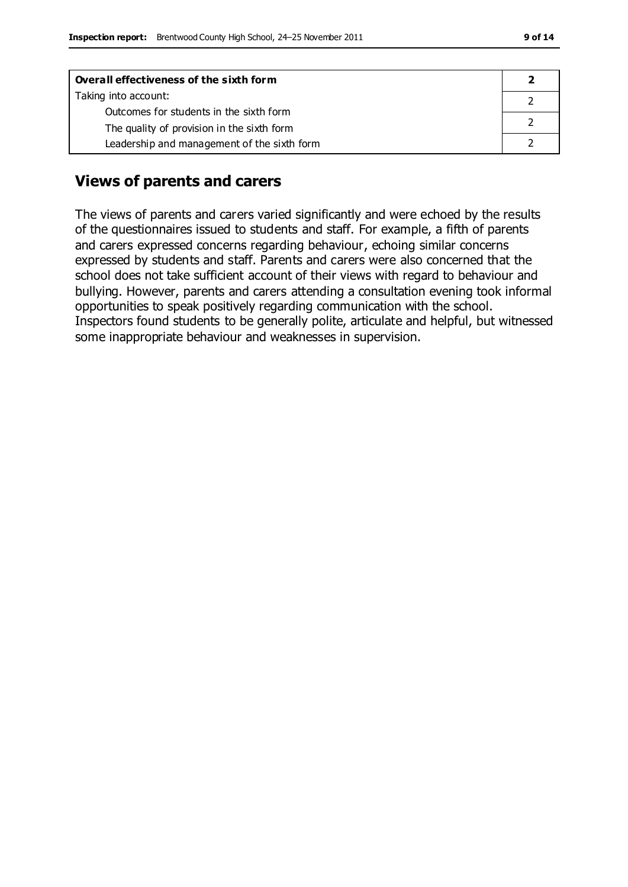| **Overall effectiveness of the sixth form** | **2** |
|---|---|
| Taking into account: | |
| Outcomes for students in the sixth form | 2 |
| The quality of provision in the sixth form | 2 |
| Leadership and management of the sixth form | 2 |

## Views of parents and carers

The views of parents and carers varied significantly and were echoed by the results of the questionnaires issued to students and staff. For example, a fifth of parents and carers expressed concerns regarding behaviour, echoing similar concerns expressed by students and staff. Parents and carers were also concerned that the school does not take sufficient account of their views with regard to behaviour and bullying. However, parents and carers attending a consultation evening took informal opportunities to speak positively regarding communication with the school. Inspectors found students to be generally polite, articulate and helpful, but witnessed some inappropriate behaviour and weaknesses in supervision.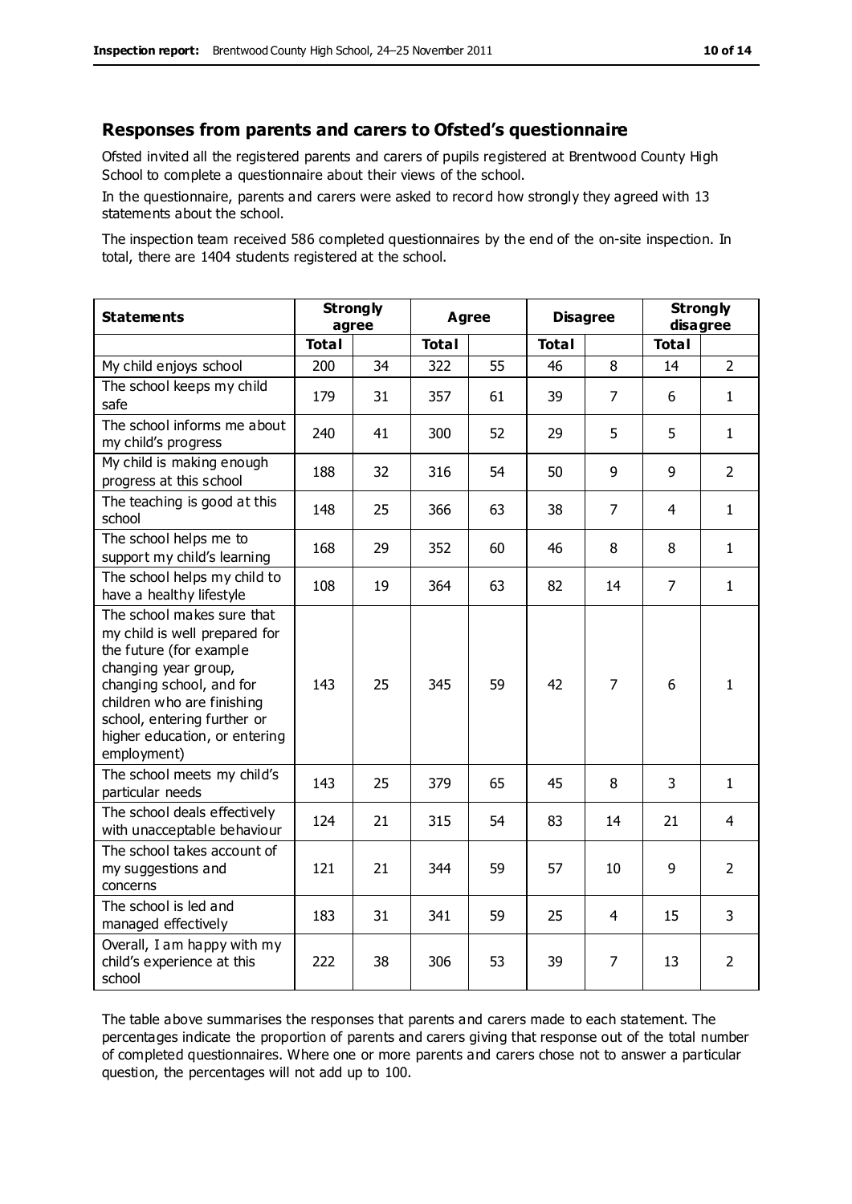## Responses from parents and carers to Ofsted's questionnaire

Ofsted invited all the registered parents and carers of pupils registered at Brentwood County High School to complete a questionnaire about their views of the school.

In the questionnaire, parents and carers were asked to record how strongly they agreed with 13 statements about the school.

The inspection team received 586 completed questionnaires by the end of the on-site inspection. In total, there are 1404 students registered at the school.

| Statements | Strongly agree | | Agree | | Disagree | | Strongly disagree | |
|---|---|---|---|---|---|---|---|---|
| | Total | | Total | | Total | | Total | |
| My child enjoys school | 200 | 34 | 322 | 55 | 46 | 8 | 14 | 2 |
| The school keeps my child safe | 179 | 31 | 357 | 61 | 39 | 7 | 6 | 1 |
| The school informs me about my child's progress | 240 | 41 | 300 | 52 | 29 | 5 | 5 | 1 |
| My child is making enough progress at this school | 188 | 32 | 316 | 54 | 50 | 9 | 9 | 2 |
| The teaching is good at this school | 148 | 25 | 366 | 63 | 38 | 7 | 4 | 1 |
| The school helps me to support my child's learning | 168 | 29 | 352 | 60 | 46 | 8 | 8 | 1 |
| The school helps my child to have a healthy lifestyle | 108 | 19 | 364 | 63 | 82 | 14 | 7 | 1 |
| The school makes sure that my child is well prepared for the future (for example changing year group, changing school, and for children who are finishing school, entering further or higher education, or entering employment) | 143 | 25 | 345 | 59 | 42 | 7 | 6 | 1 |
| The school meets my child's particular needs | 143 | 25 | 379 | 65 | 45 | 8 | 3 | 1 |
| The school deals effectively with unacceptable behaviour | 124 | 21 | 315 | 54 | 83 | 14 | 21 | 4 |
| The school takes account of my suggestions and concerns | 121 | 21 | 344 | 59 | 57 | 10 | 9 | 2 |
| The school is led and managed effectively | 183 | 31 | 341 | 59 | 25 | 4 | 15 | 3 |
| Overall, I am happy with my child's experience at this school | 222 | 38 | 306 | 53 | 39 | 7 | 13 | 2 |

The table above summarises the responses that parents and carers made to each statement. The percentages indicate the proportion of parents and carers giving that response out of the total number of completed questionnaires. Where one or more parents and carers chose not to answer a particular question, the percentages will not add up to 100.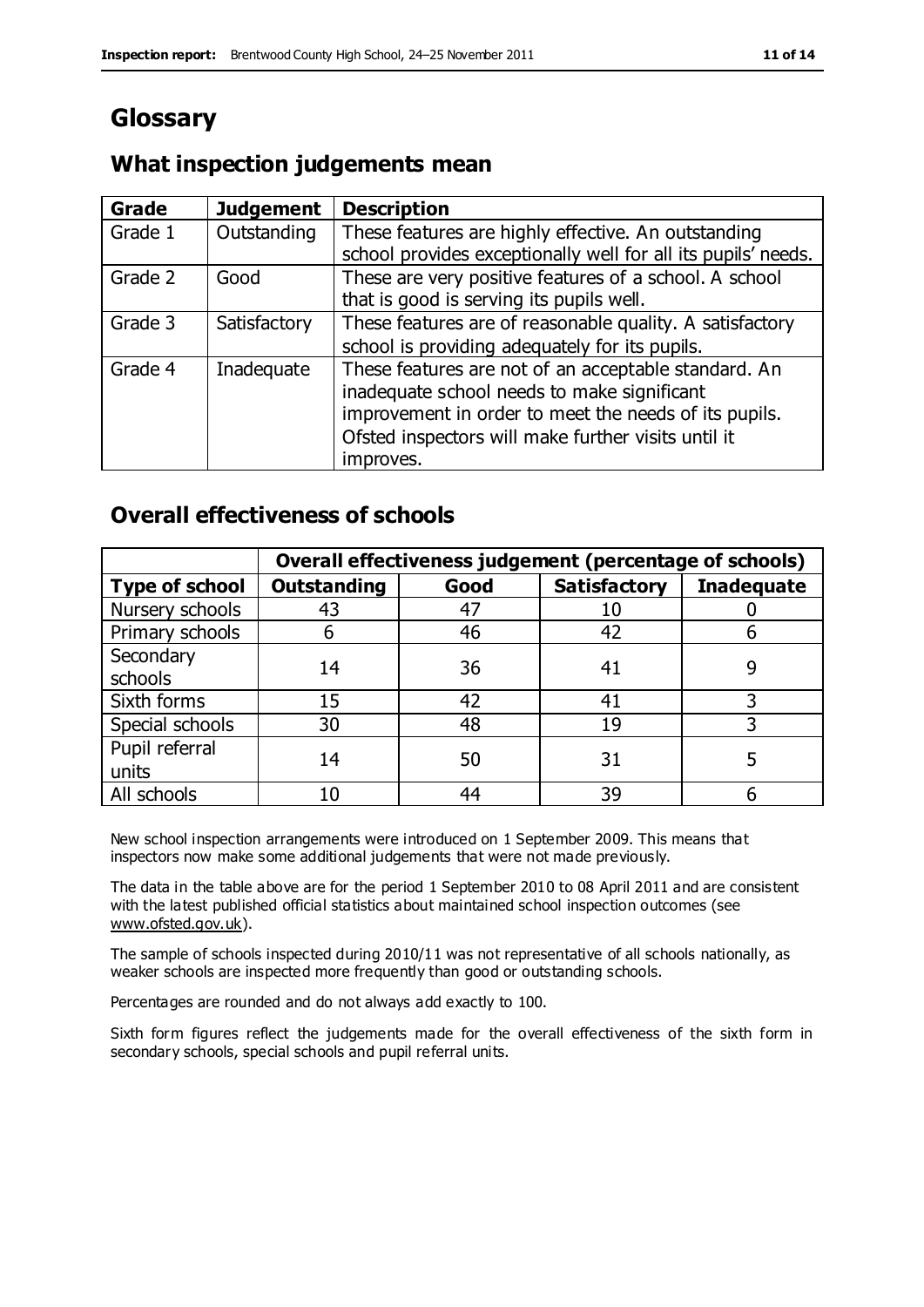# Glossary

## What inspection judgements mean

| Grade | Judgement | Description |
|---|---|---|
| Grade 1 | Outstanding | These features are highly effective. An outstanding school provides exceptionally well for all its pupils' needs. |
| Grade 2 | Good | These are very positive features of a school. A school that is good is serving its pupils well. |
| Grade 3 | Satisfactory | These features are of reasonable quality. A satisfactory school is providing adequately for its pupils. |
| Grade 4 | Inadequate | These features are not of an acceptable standard. An inadequate school needs to make significant improvement in order to meet the needs of its pupils. Ofsted inspectors will make further visits until it improves. |

## Overall effectiveness of schools

| | Overall effectiveness judgement (percentage of schools) | | | |
|---|---|---|---|---|
| **Type of school** | **Outstanding** | **Good** | **Satisfactory** | **Inadequate** |
| Nursery schools | 43 | 47 | 10 | 0 |
| Primary schools | 6 | 46 | 42 | 6 |
| Secondary schools | 14 | 36 | 41 | 9 |
| Sixth forms | 15 | 42 | 41 | 3 |
| Special schools | 30 | 48 | 19 | 3 |
| Pupil referral units | 14 | 50 | 31 | 5 |
| All schools | 10 | 44 | 39 | 6 |

New school inspection arrangements were introduced on 1 September 2009. This means that inspectors now make some additional judgements that were not made previously.

The data in the table above are for the period 1 September 2010 to 08 April 2011 and are consistent with the latest published official statistics about maintained school inspection outcomes (see www.ofsted.gov.uk).

The sample of schools inspected during 2010/11 was not representative of all schools nationally, as weaker schools are inspected more frequently than good or outstanding schools.

Percentages are rounded and do not always add exactly to 100.

Sixth form figures reflect the judgements made for the overall effectiveness of the sixth form in secondary schools, special schools and pupil referral units.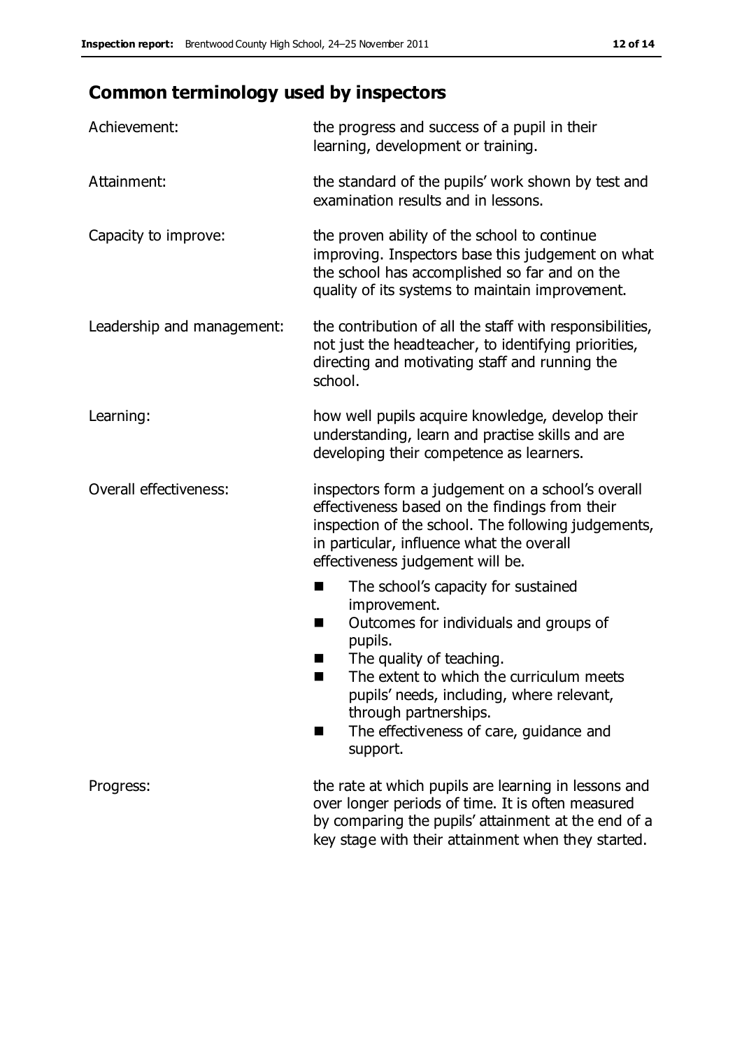## Common terminology used by inspectors

| | |
|---|---|
| Achievement: | the progress and success of a pupil in their learning, development or training. |
| Attainment: | the standard of the pupils' work shown by test and examination results and in lessons. |
| Capacity to improve: | the proven ability of the school to continue improving. Inspectors base this judgement on what the school has accomplished so far and on the quality of its systems to maintain improvement. |
| Leadership and management: | the contribution of all the staff with responsibilities, not just the headteacher, to identifying priorities, directing and motivating staff and running the school. |
| Learning: | how well pupils acquire knowledge, develop their understanding, learn and practise skills and are developing their competence as learners. |
| Overall effectiveness: | inspectors form a judgement on a school's overall effectiveness based on the findings from their inspection of the school. The following judgements, in particular, influence what the overall effectiveness judgement will be. |

- The school's capacity for sustained improvement.
- Outcomes for individuals and groups of pupils.
- The quality of teaching.
- The extent to which the curriculum meets pupils' needs, including, where relevant, through partnerships.
- The effectiveness of care, guidance and support.

| | |
|---|---|
| Progress: | the rate at which pupils are learning in lessons and over longer periods of time. It is often measured by comparing the pupils' attainment at the end of a key stage with their attainment when they started. |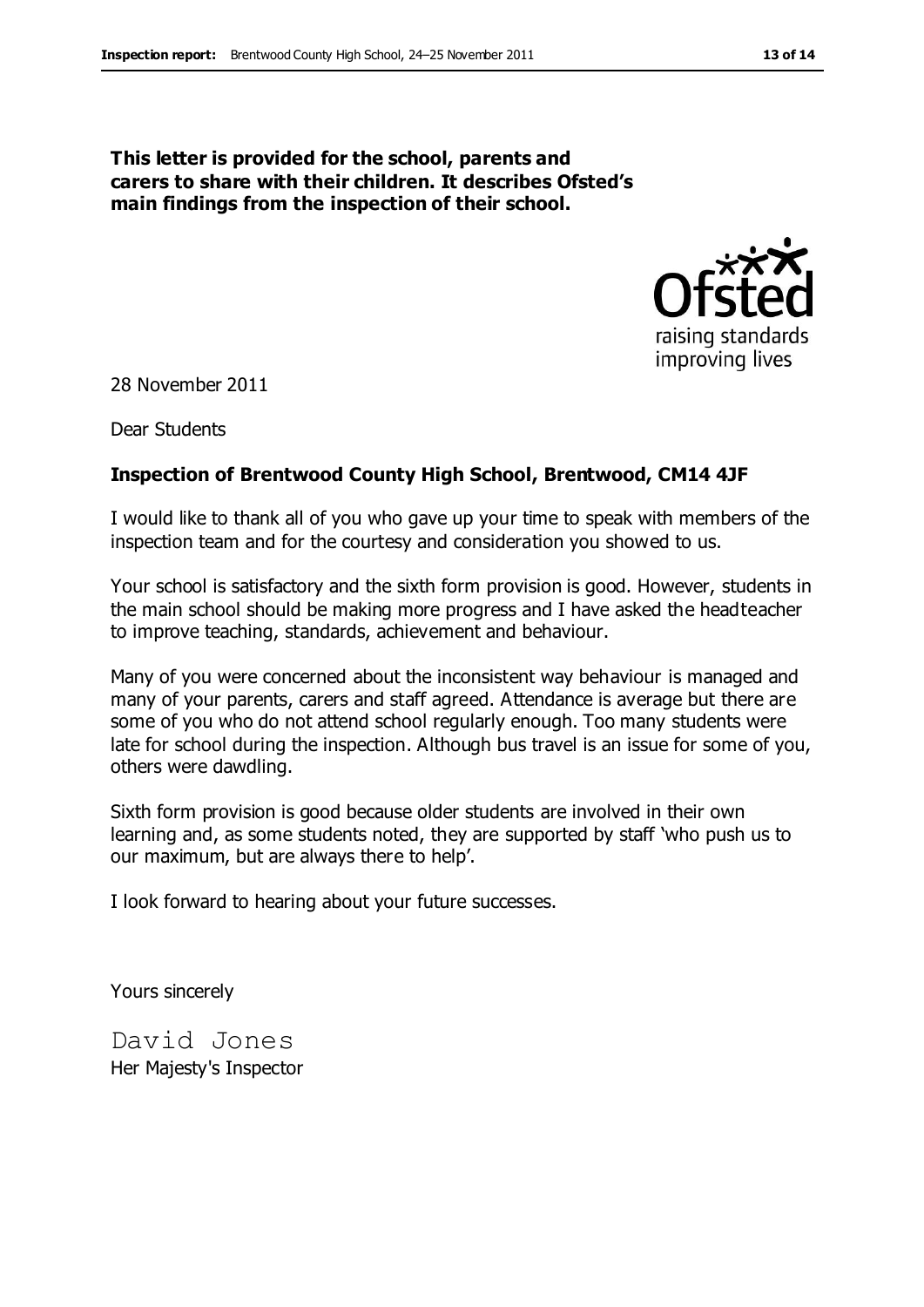**This letter is provided for the school, parents and carers to share with their children. It describes Ofsted's main findings from the inspection of their school.**

28 November 2011

Dear Students

**Inspection of Brentwood County High School, Brentwood, CM14 4JF**

I would like to thank all of you who gave up your time to speak with members of the inspection team and for the courtesy and consideration you showed to us.

Your school is satisfactory and the sixth form provision is good. However, students in the main school should be making more progress and I have asked the headteacher to improve teaching, standards, achievement and behaviour.

Many of you were concerned about the inconsistent way behaviour is managed and many of your parents, carers and staff agreed. Attendance is average but there are some of you who do not attend school regularly enough. Too many students were late for school during the inspection. Although bus travel is an issue for some of you, others were dawdling.

Sixth form provision is good because older students are involved in their own learning and, as some students noted, they are supported by staff 'who push us to our maximum, but are always there to help'.

I look forward to hearing about your future successes.

Yours sincerely

David Jones
Her Majesty's Inspector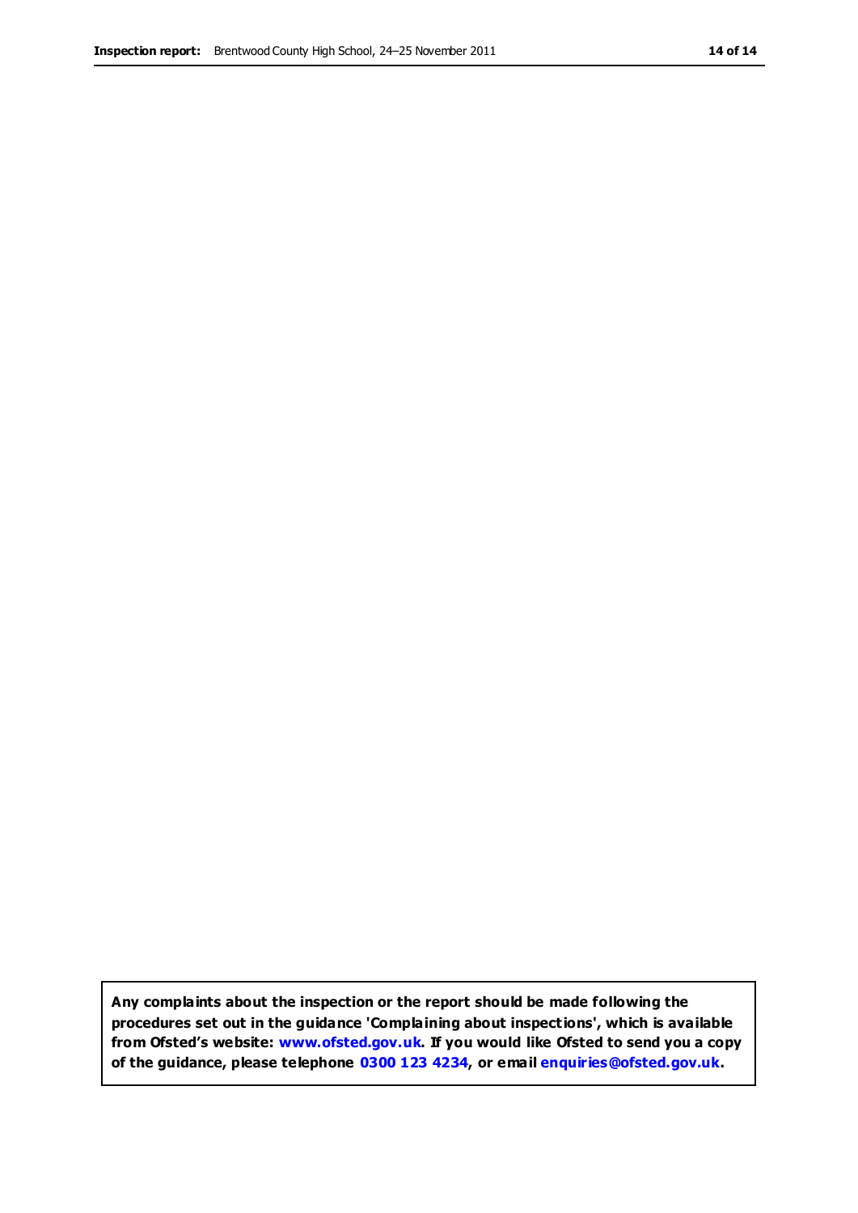**Any complaints about the inspection or the report should be made following the procedures set out in the guidance 'Complaining about inspections', which is available from Ofsted's website: www.ofsted.gov.uk. If you would like Ofsted to send you a copy of the guidance, please telephone 0300 123 4234, or email enquiries@ofsted.gov.uk.**